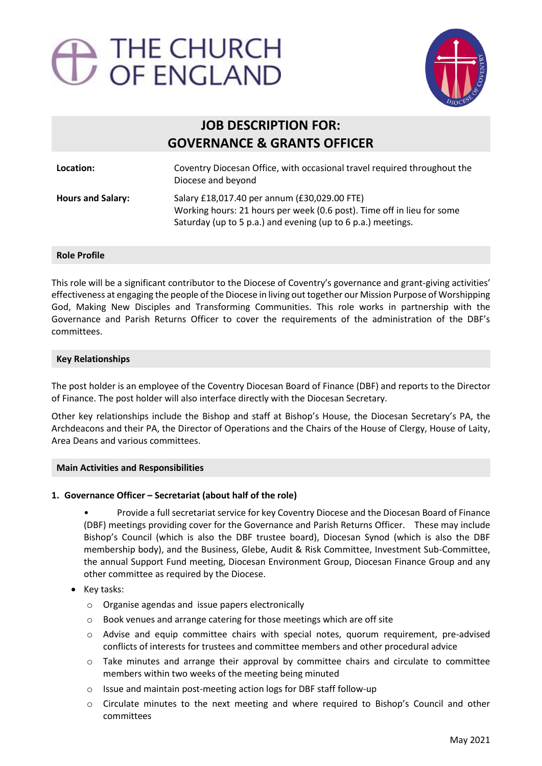# JOB DESCRIPTION FOR: GOVERNANCE & GRANTS OFFICER

| | |
|---|---|
| **Location:** | Coventry Diocesan Office, with occasional travel required throughout the Diocese and beyond |
| **Hours and Salary:** | Salary £18,017.40 per annum (£30,029.00 FTE)<br>Working hours: 21 hours per week (0.6 post). Time off in lieu for some Saturday (up to 5 p.a.) and evening (up to 6 p.a.) meetings. |

## Role Profile

This role will be a significant contributor to the Diocese of Coventry's governance and grant-giving activities' effectiveness at engaging the people of the Diocese in living out together our Mission Purpose of Worshipping God, Making New Disciples and Transforming Communities. This role works in partnership with the Governance and Parish Returns Officer to cover the requirements of the administration of the DBF's committees.

## Key Relationships

The post holder is an employee of the Coventry Diocesan Board of Finance (DBF) and reports to the Director of Finance. The post holder will also interface directly with the Diocesan Secretary.

Other key relationships include the Bishop and staff at Bishop's House, the Diocesan Secretary's PA, the Archdeacons and their PA, the Director of Operations and the Chairs of the House of Clergy, House of Laity, Area Deans and various committees.

## Main Activities and Responsibilities

### 1. Governance Officer – Secretariat (about half of the role)

- Provide a full secretariat service for key Coventry Diocese and the Diocesan Board of Finance (DBF) meetings providing cover for the Governance and Parish Returns Officer. These may include Bishop's Council (which is also the DBF trustee board), Diocesan Synod (which is also the DBF membership body), and the Business, Glebe, Audit & Risk Committee, Investment Sub-Committee, the annual Support Fund meeting, Diocesan Environment Group, Diocesan Finance Group and any other committee as required by the Diocese.
- Key tasks:
  - Organise agendas and issue papers electronically
  - Book venues and arrange catering for those meetings which are off site
  - Advise and equip committee chairs with special notes, quorum requirement, pre-advised conflicts of interests for trustees and committee members and other procedural advice
  - Take minutes and arrange their approval by committee chairs and circulate to committee members within two weeks of the meeting being minuted
  - Issue and maintain post-meeting action logs for DBF staff follow-up
  - Circulate minutes to the next meeting and where required to Bishop's Council and other committees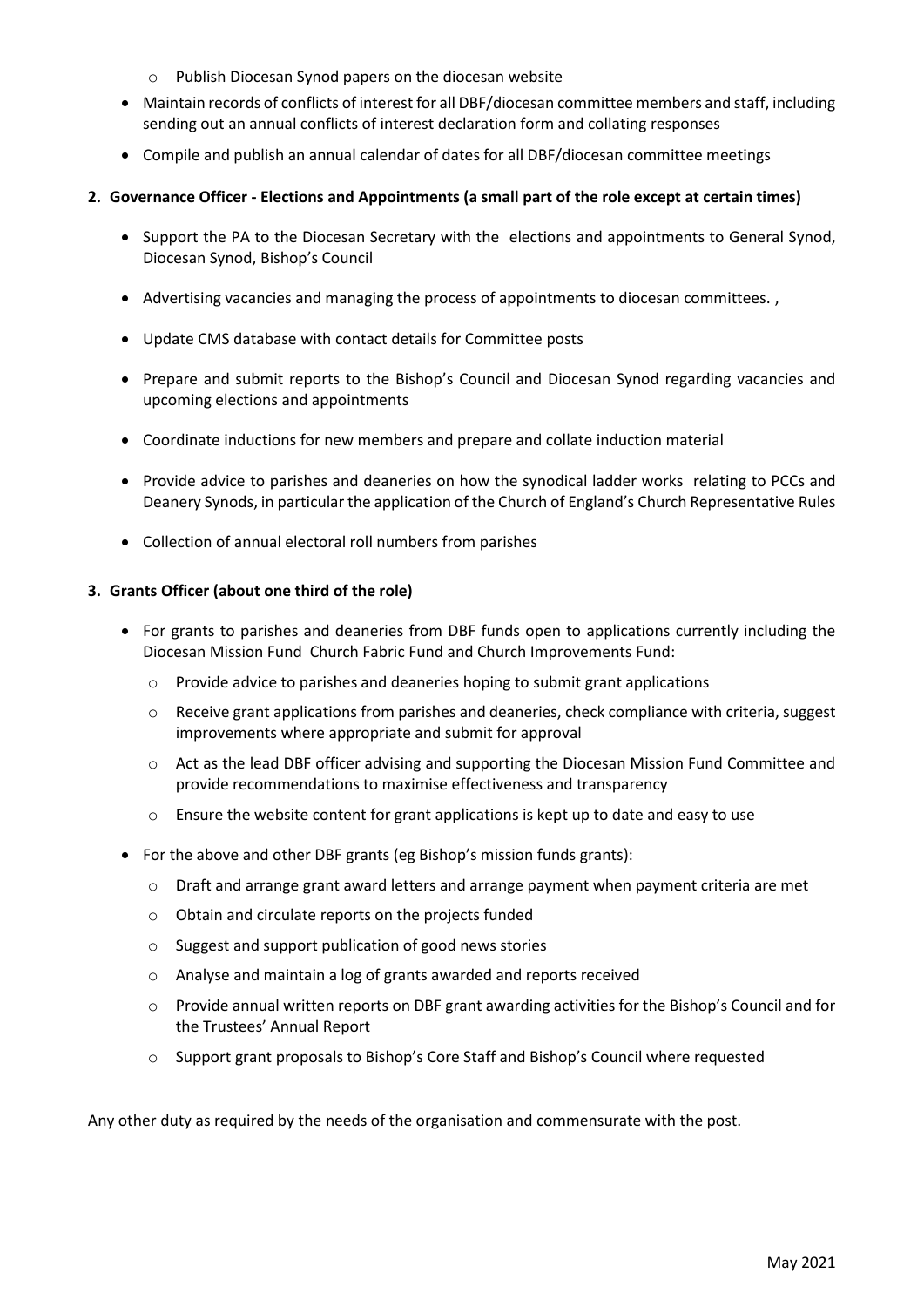- Publish Diocesan Synod papers on the diocesan website
- Maintain records of conflicts of interest for all DBF/diocesan committee members and staff, including sending out an annual conflicts of interest declaration form and collating responses
- Compile and publish an annual calendar of dates for all DBF/diocesan committee meetings

**2. Governance Officer - Elections and Appointments (a small part of the role except at certain times)**

- Support the PA to the Diocesan Secretary with the elections and appointments to General Synod, Diocesan Synod, Bishop's Council
- Advertising vacancies and managing the process of appointments to diocesan committees. ,
- Update CMS database with contact details for Committee posts
- Prepare and submit reports to the Bishop's Council and Diocesan Synod regarding vacancies and upcoming elections and appointments
- Coordinate inductions for new members and prepare and collate induction material
- Provide advice to parishes and deaneries on how the synodical ladder works relating to PCCs and Deanery Synods, in particular the application of the Church of England's Church Representative Rules
- Collection of annual electoral roll numbers from parishes

**3. Grants Officer (about one third of the role)**

- For grants to parishes and deaneries from DBF funds open to applications currently including the Diocesan Mission Fund Church Fabric Fund and Church Improvements Fund:
  - Provide advice to parishes and deaneries hoping to submit grant applications
  - Receive grant applications from parishes and deaneries, check compliance with criteria, suggest improvements where appropriate and submit for approval
  - Act as the lead DBF officer advising and supporting the Diocesan Mission Fund Committee and provide recommendations to maximise effectiveness and transparency
  - Ensure the website content for grant applications is kept up to date and easy to use
- For the above and other DBF grants (eg Bishop's mission funds grants):
  - Draft and arrange grant award letters and arrange payment when payment criteria are met
  - Obtain and circulate reports on the projects funded
  - Suggest and support publication of good news stories
  - Analyse and maintain a log of grants awarded and reports received
  - Provide annual written reports on DBF grant awarding activities for the Bishop's Council and for the Trustees' Annual Report
  - Support grant proposals to Bishop's Core Staff and Bishop's Council where requested

Any other duty as required by the needs of the organisation and commensurate with the post.

May 2021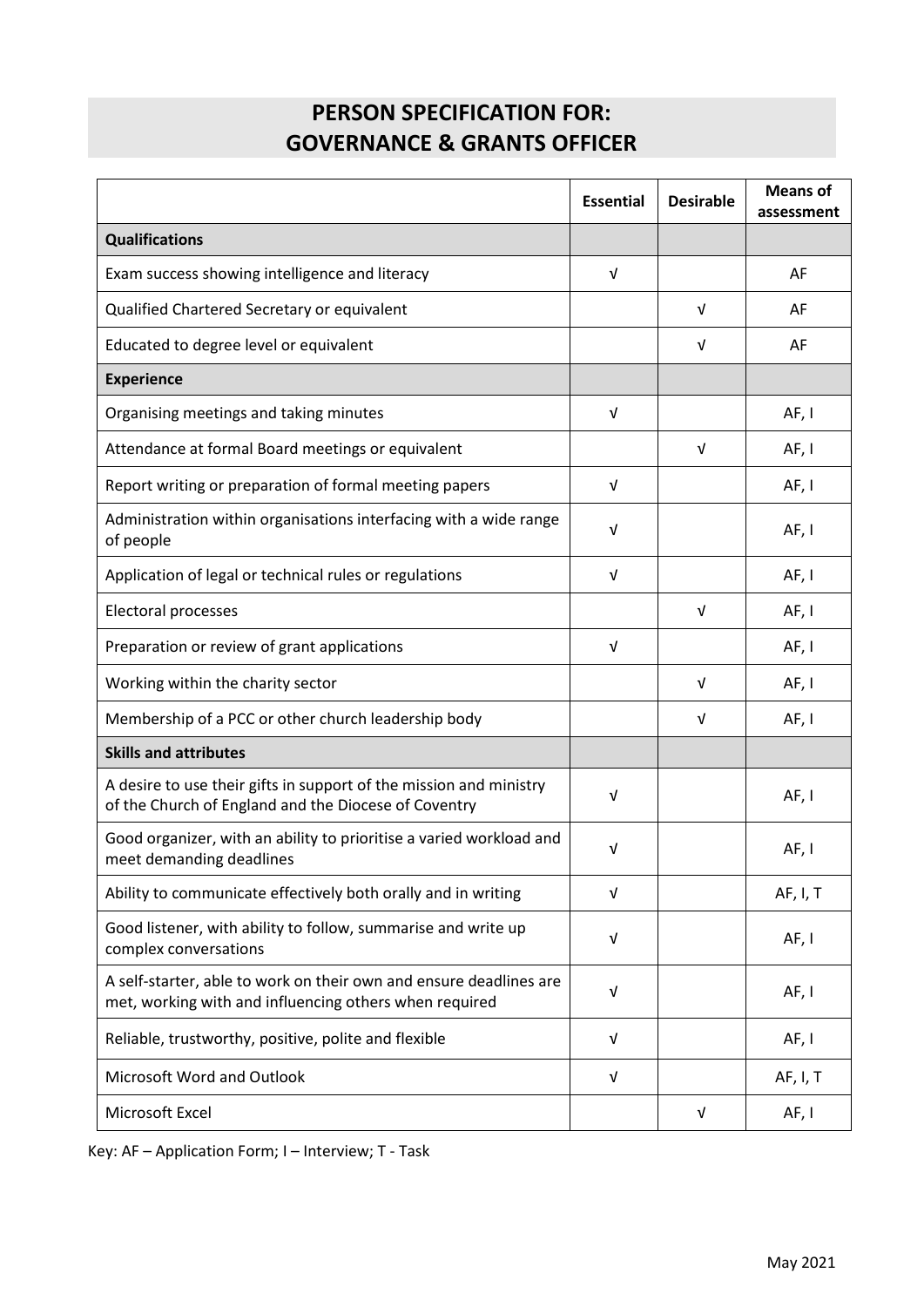# PERSON SPECIFICATION FOR: GOVERNANCE & GRANTS OFFICER

| | Essential | Desirable | Means of assessment |
|---|---|---|---|
| **Qualifications** | | | |
| Exam success showing intelligence and literacy | √ | | AF |
| Qualified Chartered Secretary or equivalent | | √ | AF |
| Educated to degree level or equivalent | | √ | AF |
| **Experience** | | | |
| Organising meetings and taking minutes | √ | | AF, I |
| Attendance at formal Board meetings or equivalent | | √ | AF, I |
| Report writing or preparation of formal meeting papers | √ | | AF, I |
| Administration within organisations interfacing with a wide range of people | √ | | AF, I |
| Application of legal or technical rules or regulations | √ | | AF, I |
| Electoral processes | | √ | AF, I |
| Preparation or review of grant applications | √ | | AF, I |
| Working within the charity sector | | √ | AF, I |
| Membership of a PCC or other church leadership body | | √ | AF, I |
| **Skills and attributes** | | | |
| A desire to use their gifts in support of the mission and ministry of the Church of England and the Diocese of Coventry | √ | | AF, I |
| Good organizer, with an ability to prioritise a varied workload and meet demanding deadlines | √ | | AF, I |
| Ability to communicate effectively both orally and in writing | √ | | AF, I, T |
| Good listener, with ability to follow, summarise and write up complex conversations | √ | | AF, I |
| A self-starter, able to work on their own and ensure deadlines are met, working with and influencing others when required | √ | | AF, I |
| Reliable, trustworthy, positive, polite and flexible | √ | | AF, I |
| Microsoft Word and Outlook | √ | | AF, I, T |
| Microsoft Excel | | √ | AF, I |

Key: AF – Application Form; I – Interview; T - Task

May 2021